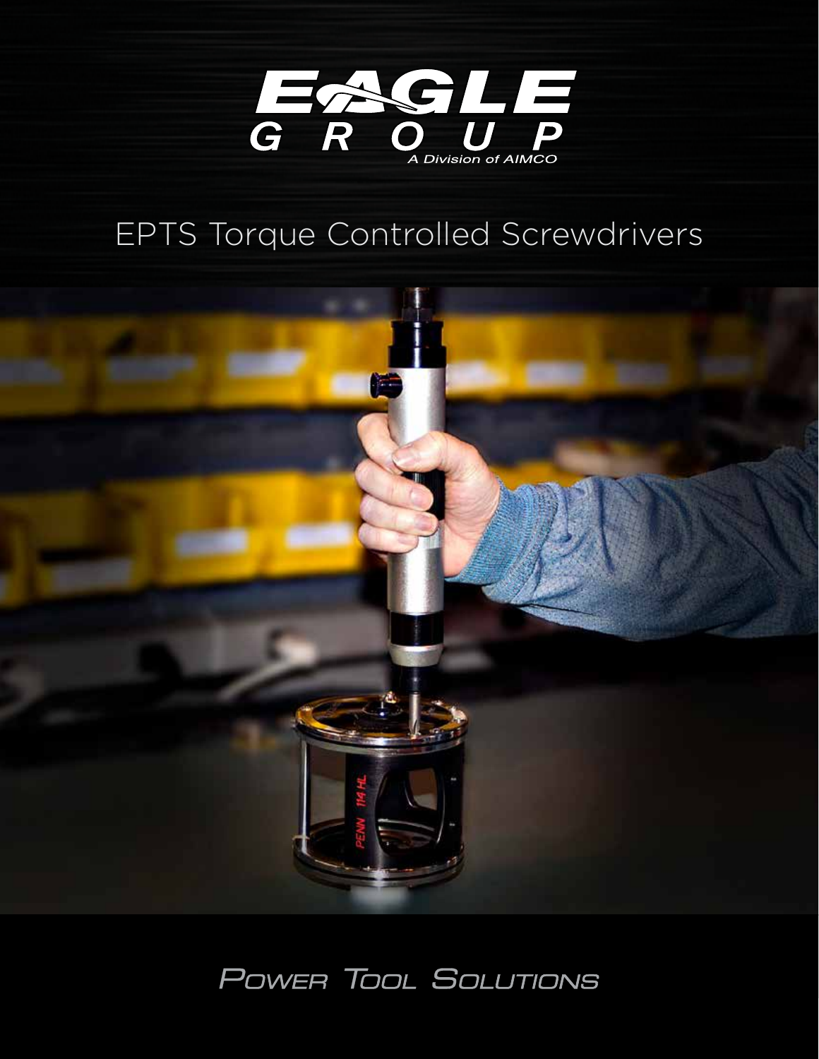# EAGLE GROUP

A Division of AIMCO

## EPTS Torque Controlled Screwdrivers

POWER TOOL SOLUTIONS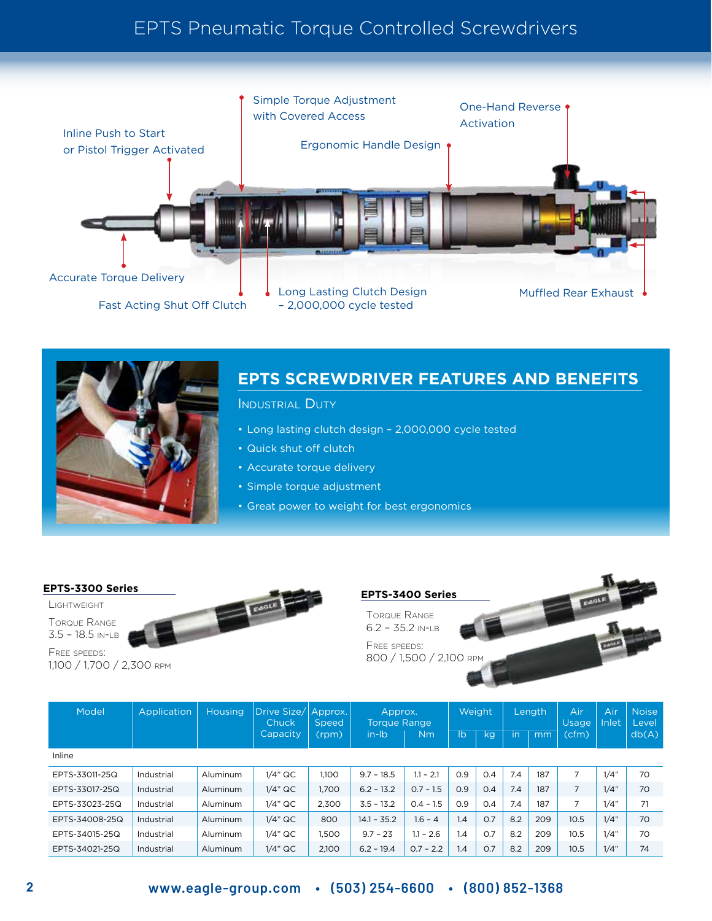# EPTS Pneumatic Torque Controlled Screwdrivers

Inline Push to Start or Pistol Trigger Activated

Simple Torque Adjustment with Covered Access

Ergonomic Handle Design

One-Hand Reverse Activation

Accurate Torque Delivery

Fast Acting Shut Off Clutch

Long Lasting Clutch Design – 2,000,000 cycle tested

Muffled Rear Exhaust

## EPTS SCREWDRIVER FEATURES AND BENEFITS

### Industrial Duty

- Long lasting clutch design – 2,000,000 cycle tested
- Quick shut off clutch
- Accurate torque delivery
- Simple torque adjustment
- Great power to weight for best ergonomics

### EPTS-3300 Series

Lightweight

Torque Range
3.5 – 18.5 in-lb

Free speeds:
1,100 / 1,700 / 2,300 rpm

### EPTS-3400 Series

Torque Range
6.2 – 35.2 in-lb

Free speeds:
800 / 1,500 / 2,100 rpm

| Model | Application | Housing | Drive Size/ Chuck Capacity | Approx. Speed (rpm) | Approx. Torque Range in-lb | Nm | Weight lb | kg | Length in | mm | Air Usage (cfm) | Air Inlet | Noise Level db(A) |
|---|---|---|---|---|---|---|---|---|---|---|---|---|---|
| Inline | | | | | | | | | | | | | |
| EPTS-33011-25Q | Industrial | Aluminum | 1/4" QC | 1,100 | 9.7 - 18.5 | 1.1 - 2.1 | 0.9 | 0.4 | 7.4 | 187 | 7 | 1/4" | 70 |
| EPTS-33017-25Q | Industrial | Aluminum | 1/4" QC | 1,700 | 6.2 - 13.2 | 0.7 - 1.5 | 0.9 | 0.4 | 7.4 | 187 | 7 | 1/4" | 70 |
| EPTS-33023-25Q | Industrial | Aluminum | 1/4" QC | 2,300 | 3.5 - 13.2 | 0.4 - 1.5 | 0.9 | 0.4 | 7.4 | 187 | 7 | 1/4" | 71 |
| EPTS-34008-25Q | Industrial | Aluminum | 1/4" QC | 800 | 14.1 - 35.2 | 1.6 - 4 | 1.4 | 0.7 | 8.2 | 209 | 10.5 | 1/4" | 70 |
| EPTS-34015-25Q | Industrial | Aluminum | 1/4" QC | 1,500 | 9.7 - 23 | 1.1 - 2.6 | 1.4 | 0.7 | 8.2 | 209 | 10.5 | 1/4" | 70 |
| EPTS-34021-25Q | Industrial | Aluminum | 1/4" QC | 2,100 | 6.2 - 19.4 | 0.7 - 2.2 | 1.4 | 0.7 | 8.2 | 209 | 10.5 | 1/4" | 74 |

www.eagle-group.com • (503) 254-6600 • (800) 852-1368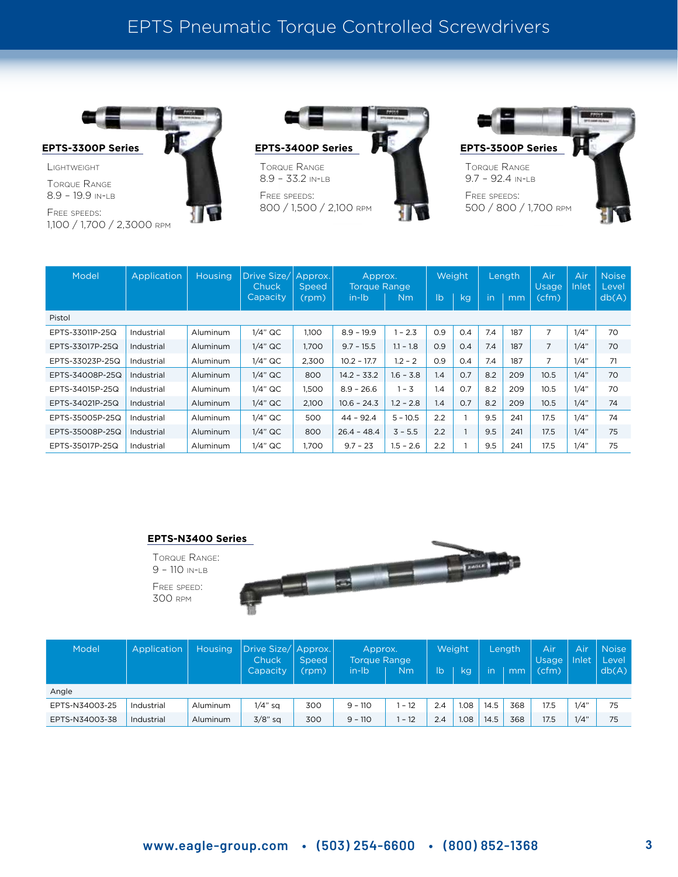# EPTS Pneumatic Torque Controlled Screwdrivers

## EPTS-3300P Series

LIGHTWEIGHT

TORQUE RANGE
8.9 – 19.9 IN-LB

FREE SPEEDS:
1,100 / 1,700 / 2,3000 RPM

## EPTS-3400P Series

TORQUE RANGE
8.9 – 33.2 IN-LB

FREE SPEEDS:
800 / 1,500 / 2,100 RPM

## EPTS-3500P Series

TORQUE RANGE
9.7 – 92.4 IN-LB

FREE SPEEDS:
500 / 800 / 1,700 RPM

| Model | Application | Housing | Drive Size/ Chuck Capacity | Approx. Speed (rpm) | Approx. Torque Range | | Weight | | Length | | Air Usage (cfm) | Air Inlet | Noise Level db(A) |
|---|---|---|---|---|---|---|---|---|---|---|---|---|---|
| | | | | | in-lb | Nm | lb | kg | in | mm | | | |
| Pistol | | | | | | | | | | | | | |
| EPTS-33011P-25Q | Industrial | Aluminum | 1/4" QC | 1,100 | 8.9 - 19.9 | 1 - 2.3 | 0.9 | 0.4 | 7.4 | 187 | 7 | 1/4" | 70 |
| EPTS-33017P-25Q | Industrial | Aluminum | 1/4" QC | 1,700 | 9.7 - 15.5 | 1.1 - 1.8 | 0.9 | 0.4 | 7.4 | 187 | 7 | 1/4" | 70 |
| EPTS-33023P-25Q | Industrial | Aluminum | 1/4" QC | 2,300 | 10.2 - 17.7 | 1.2 - 2 | 0.9 | 0.4 | 7.4 | 187 | 7 | 1/4" | 71 |
| EPTS-34008P-25Q | Industrial | Aluminum | 1/4" QC | 800 | 14.2 - 33.2 | 1.6 - 3.8 | 1.4 | 0.7 | 8.2 | 209 | 10.5 | 1/4" | 70 |
| EPTS-34015P-25Q | Industrial | Aluminum | 1/4" QC | 1,500 | 8.9 - 26.6 | 1 - 3 | 1.4 | 0.7 | 8.2 | 209 | 10.5 | 1/4" | 70 |
| EPTS-34021P-25Q | Industrial | Aluminum | 1/4" QC | 2,100 | 10.6 - 24.3 | 1.2 - 2.8 | 1.4 | 0.7 | 8.2 | 209 | 10.5 | 1/4" | 74 |
| EPTS-35005P-25Q | Industrial | Aluminum | 1/4" QC | 500 | 44 - 92.4 | 5 - 10.5 | 2.2 | 1 | 9.5 | 241 | 17.5 | 1/4" | 74 |
| EPTS-35008P-25Q | Industrial | Aluminum | 1/4" QC | 800 | 26.4 - 48.4 | 3 - 5.5 | 2.2 | 1 | 9.5 | 241 | 17.5 | 1/4" | 75 |
| EPTS-35017P-25Q | Industrial | Aluminum | 1/4" QC | 1,700 | 9.7 - 23 | 1.5 - 2.6 | 2.2 | 1 | 9.5 | 241 | 17.5 | 1/4" | 75 |

## EPTS-N3400 Series

TORQUE RANGE:
9 – 110 IN-LB

FREE SPEED:
300 RPM

| Model | Application | Housing | Drive Size/ Chuck Capacity | Approx. Speed (rpm) | Approx. Torque Range | | Weight | | Length | | Air Usage (cfm) | Air Inlet | Noise Level db(A) |
|---|---|---|---|---|---|---|---|---|---|---|---|---|---|
| | | | | | in-lb | Nm | lb | kg | in | mm | | | |
| Angle | | | | | | | | | | | | | |
| EPTS-N34003-25 | Industrial | Aluminum | 1/4" sq | 300 | 9 - 110 | 1 - 12 | 2.4 | 1.08 | 14.5 | 368 | 17.5 | 1/4" | 75 |
| EPTS-N34003-38 | Industrial | Aluminum | 3/8" sq | 300 | 9 - 110 | 1 - 12 | 2.4 | 1.08 | 14.5 | 368 | 17.5 | 1/4" | 75 |

www.eagle-group.com • (503) 254-6600 • (800) 852-1368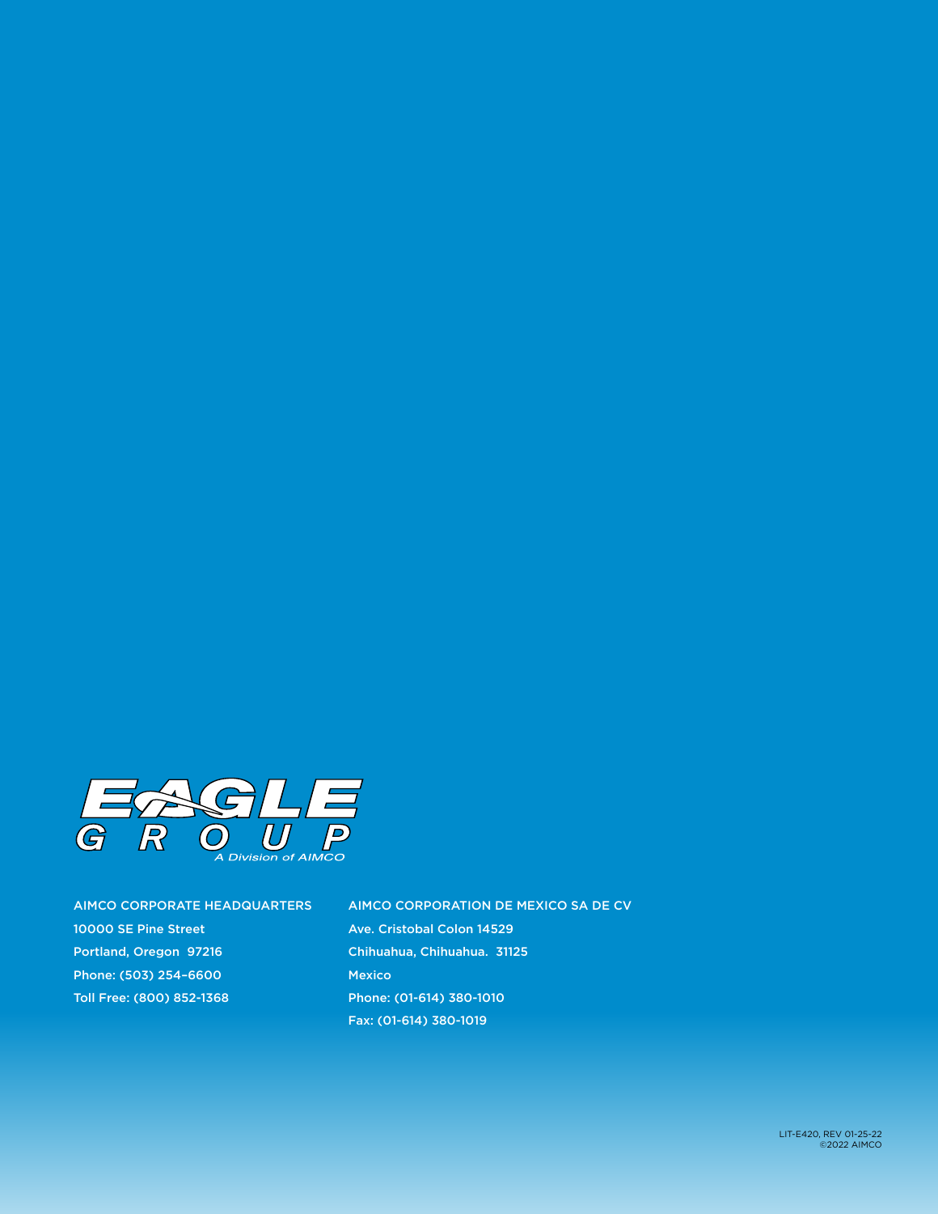EAGLE GROUP
A Division of AIMCO

AIMCO CORPORATE HEADQUARTERS
10000 SE Pine Street
Portland, Oregon 97216
Phone: (503) 254-6600
Toll Free: (800) 852-1368

AIMCO CORPORATION DE MEXICO SA DE CV
Ave. Cristobal Colon 14529
Chihuahua, Chihuahua. 31125
Mexico
Phone: (01-614) 380-1010
Fax: (01-614) 380-1019

LIT-E420, REV 01-25-22
©2022 AIMCO